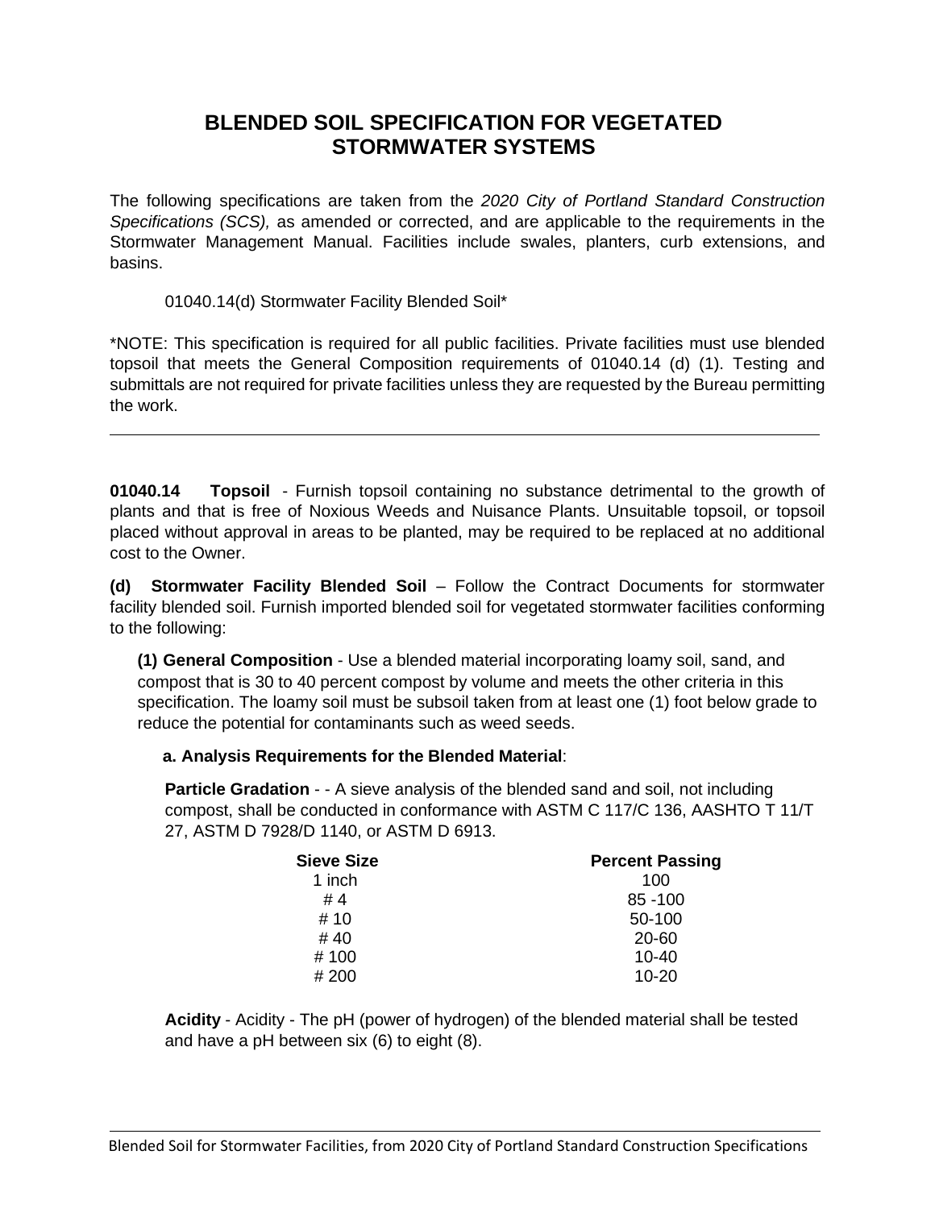# BLENDED SOIL SPECIFICATION FOR VEGETATED STORMWATER SYSTEMS

The following specifications are taken from the *2020 City of Portland Standard Construction Specifications (SCS),* as amended or corrected, and are applicable to the requirements in the Stormwater Management Manual. Facilities include swales, planters, curb extensions, and basins.

01040.14(d) Stormwater Facility Blended Soil*

*NOTE: This specification is required for all public facilities. Private facilities must use blended topsoil that meets the General Composition requirements of 01040.14 (d) (1). Testing and submittals are not required for private facilities unless they are requested by the Bureau permitting the work.

---

**01040.14 Topsoil** - Furnish topsoil containing no substance detrimental to the growth of plants and that is free of Noxious Weeds and Nuisance Plants. Unsuitable topsoil, or topsoil placed without approval in areas to be planted, may be required to be replaced at no additional cost to the Owner.

**(d) Stormwater Facility Blended Soil** – Follow the Contract Documents for stormwater facility blended soil. Furnish imported blended soil for vegetated stormwater facilities conforming to the following:

**(1) General Composition** - Use a blended material incorporating loamy soil, sand, and compost that is 30 to 40 percent compost by volume and meets the other criteria in this specification. The loamy soil must be subsoil taken from at least one (1) foot below grade to reduce the potential for contaminants such as weed seeds.

**a. Analysis Requirements for the Blended Material**:

**Particle Gradation** - - A sieve analysis of the blended sand and soil, not including compost, shall be conducted in conformance with ASTM C 117/C 136, AASHTO T 11/T 27, ASTM D 7928/D 1140, or ASTM D 6913.

| Sieve Size | Percent Passing |
|---|---|
| 1 inch | 100 |
| # 4 | 85 -100 |
| # 10 | 50-100 |
| # 40 | 20-60 |
| # 100 | 10-40 |
| # 200 | 10-20 |

**Acidity** - Acidity - The pH (power of hydrogen) of the blended material shall be tested and have a pH between six (6) to eight (8).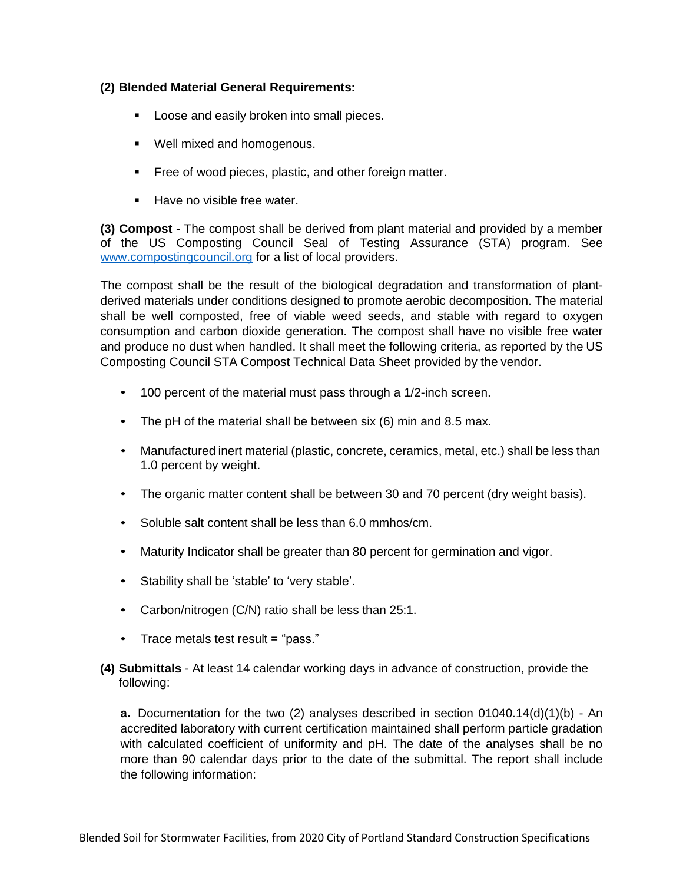**(2) Blended Material General Requirements:**

- Loose and easily broken into small pieces.
- Well mixed and homogenous.
- Free of wood pieces, plastic, and other foreign matter.
- Have no visible free water.

**(3) Compost** - The compost shall be derived from plant material and provided by a member of the US Composting Council Seal of Testing Assurance (STA) program. See [www.compostingcouncil.org](http://www.compostingcouncil.org) for a list of local providers.

The compost shall be the result of the biological degradation and transformation of plant-derived materials under conditions designed to promote aerobic decomposition. The material shall be well composted, free of viable weed seeds, and stable with regard to oxygen consumption and carbon dioxide generation. The compost shall have no visible free water and produce no dust when handled. It shall meet the following criteria, as reported by the US Composting Council STA Compost Technical Data Sheet provided by the vendor.

- 100 percent of the material must pass through a 1/2-inch screen.
- The pH of the material shall be between six (6) min and 8.5 max.
- Manufactured inert material (plastic, concrete, ceramics, metal, etc.) shall be less than 1.0 percent by weight.
- The organic matter content shall be between 30 and 70 percent (dry weight basis).
- Soluble salt content shall be less than 6.0 mmhos/cm.
- Maturity Indicator shall be greater than 80 percent for germination and vigor.
- Stability shall be 'stable' to 'very stable'.
- Carbon/nitrogen (C/N) ratio shall be less than 25:1.
- Trace metals test result = "pass."

**(4) Submittals** - At least 14 calendar working days in advance of construction, provide the following:

**a.** Documentation for the two (2) analyses described in section 01040.14(d)(1)(b) - An accredited laboratory with current certification maintained shall perform particle gradation with calculated coefficient of uniformity and pH. The date of the analyses shall be no more than 90 calendar days prior to the date of the submittal. The report shall include the following information: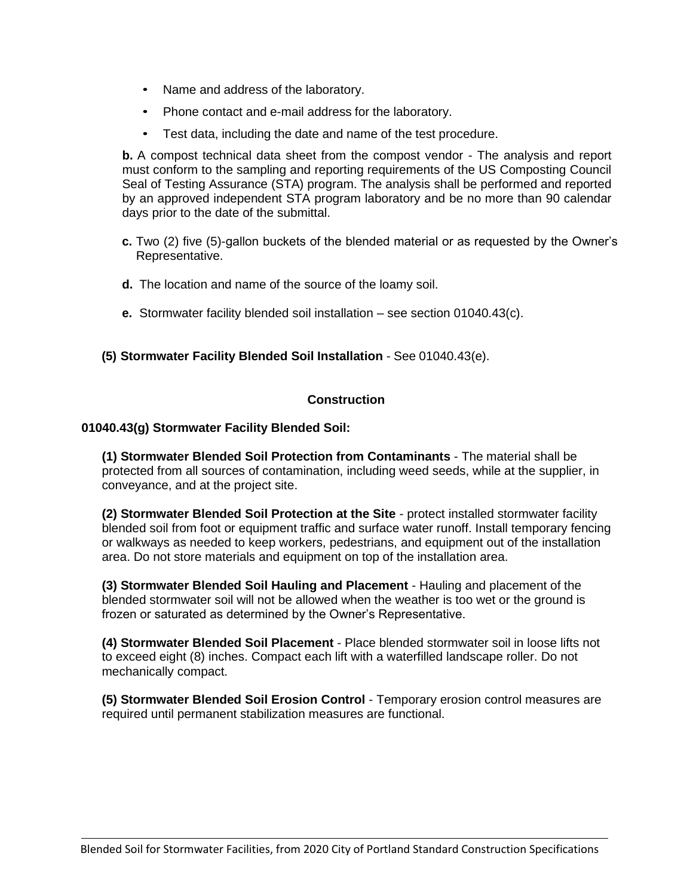- Name and address of the laboratory.
- Phone contact and e-mail address for the laboratory.
- Test data, including the date and name of the test procedure.

**b.** A compost technical data sheet from the compost vendor - The analysis and report must conform to the sampling and reporting requirements of the US Composting Council Seal of Testing Assurance (STA) program. The analysis shall be performed and reported by an approved independent STA program laboratory and be no more than 90 calendar days prior to the date of the submittal.

**c.** Two (2) five (5)-gallon buckets of the blended material or as requested by the Owner's Representative.

**d.** The location and name of the source of the loamy soil.

**e.** Stormwater facility blended soil installation – see section 01040.43(c).

**(5) Stormwater Facility Blended Soil Installation** - See 01040.43(e).

## Construction

### 01040.43(g) Stormwater Facility Blended Soil:

**(1) Stormwater Blended Soil Protection from Contaminants** - The material shall be protected from all sources of contamination, including weed seeds, while at the supplier, in conveyance, and at the project site.

**(2) Stormwater Blended Soil Protection at the Site** - protect installed stormwater facility blended soil from foot or equipment traffic and surface water runoff. Install temporary fencing or walkways as needed to keep workers, pedestrians, and equipment out of the installation area. Do not store materials and equipment on top of the installation area.

**(3) Stormwater Blended Soil Hauling and Placement** - Hauling and placement of the blended stormwater soil will not be allowed when the weather is too wet or the ground is frozen or saturated as determined by the Owner's Representative.

**(4) Stormwater Blended Soil Placement** - Place blended stormwater soil in loose lifts not to exceed eight (8) inches. Compact each lift with a waterfilled landscape roller. Do not mechanically compact.

**(5) Stormwater Blended Soil Erosion Control** - Temporary erosion control measures are required until permanent stabilization measures are functional.